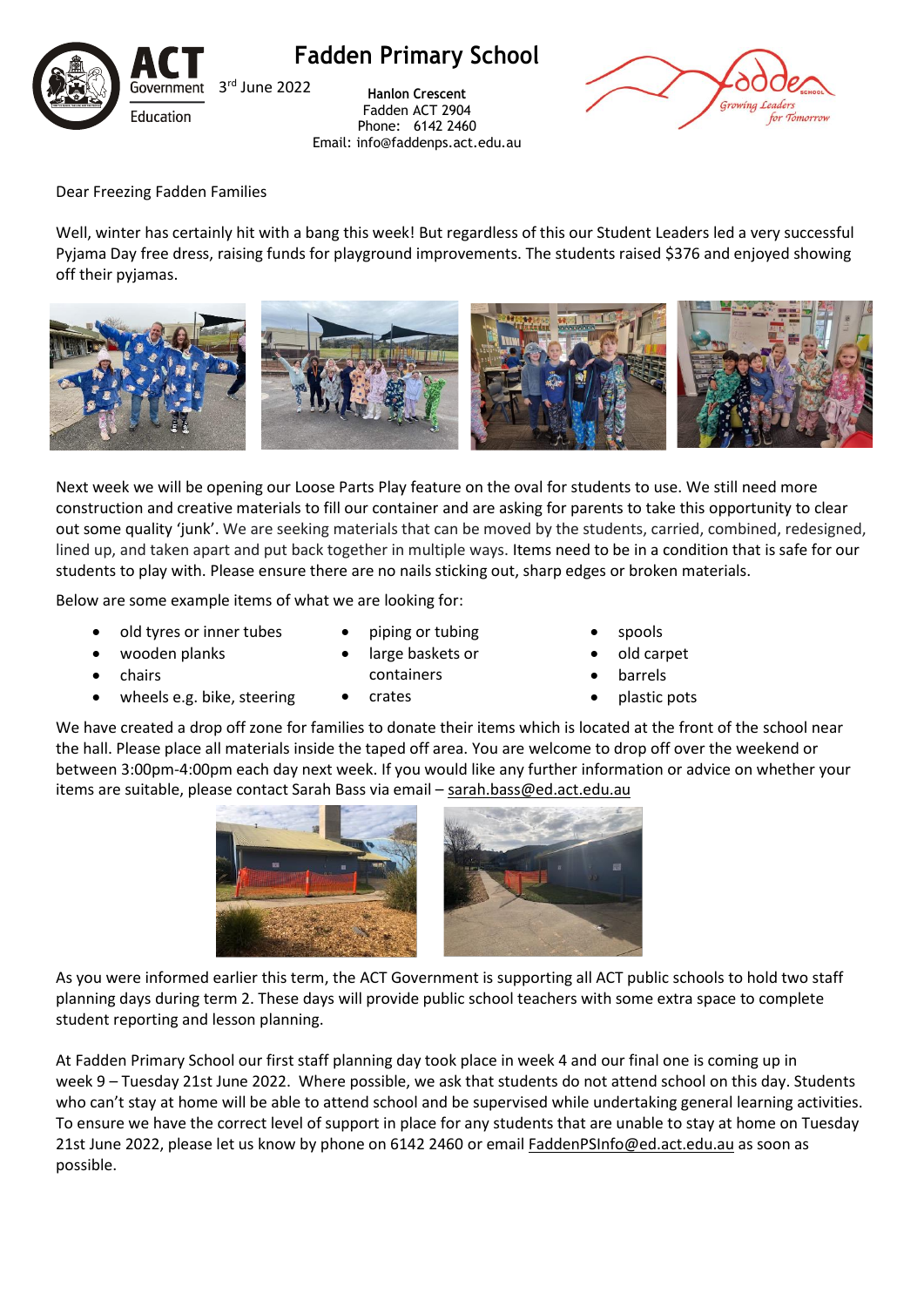# Fadden Primary School

3rd June 2022

**Hanlon Crescent**
Fadden ACT 2904
Phone: 6142 2460
Email: info@faddenps.act.edu.au

Dear Freezing Fadden Families

Well, winter has certainly hit with a bang this week! But regardless of this our Student Leaders led a very successful Pyjama Day free dress, raising funds for playground improvements. The students raised $376 and enjoyed showing off their pyjamas.

Next week we will be opening our Loose Parts Play feature on the oval for students to use. We still need more construction and creative materials to fill our container and are asking for parents to take this opportunity to clear out some quality 'junk'. We are seeking materials that can be moved by the students, carried, combined, redesigned, lined up, and taken apart and put back together in multiple ways. Items need to be in a condition that is safe for our students to play with. Please ensure there are no nails sticking out, sharp edges or broken materials.

Below are some example items of what we are looking for:

- old tyres or inner tubes
- wooden planks
- chairs
- wheels e.g. bike, steering
- piping or tubing
- large baskets or containers
- crates
- spools
- old carpet
- barrels
- plastic pots

We have created a drop off zone for families to donate their items which is located at the front of the school near the hall. Please place all materials inside the taped off area. You are welcome to drop off over the weekend or between 3:00pm-4:00pm each day next week. If you would like any further information or advice on whether your items are suitable, please contact Sarah Bass via email – sarah.bass@ed.act.edu.au

As you were informed earlier this term, the ACT Government is supporting all ACT public schools to hold two staff planning days during term 2. These days will provide public school teachers with some extra space to complete student reporting and lesson planning.

At Fadden Primary School our first staff planning day took place in week 4 and our final one is coming up in week 9 – Tuesday 21st June 2022. Where possible, we ask that students do not attend school on this day. Students who can't stay at home will be able to attend school and be supervised while undertaking general learning activities. To ensure we have the correct level of support in place for any students that are unable to stay at home on Tuesday 21st June 2022, please let us know by phone on 6142 2460 or email FaddenPSInfo@ed.act.edu.au as soon as possible.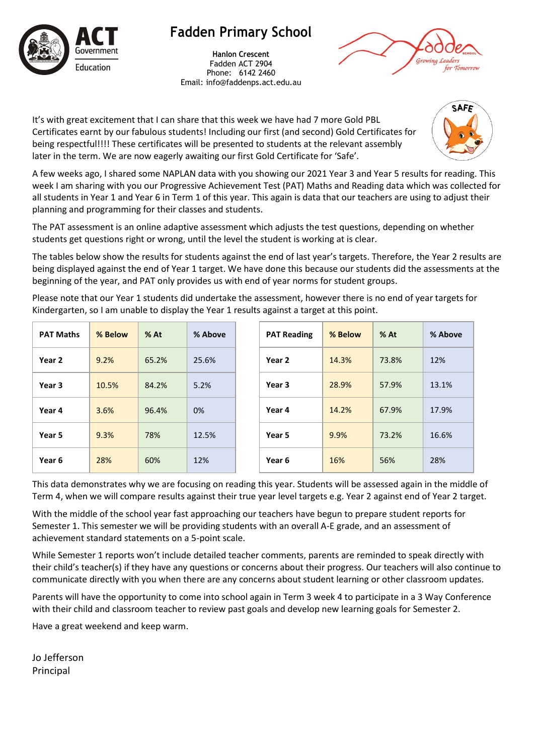# Fadden Primary School

**Hanlon Crescent**
Fadden ACT 2904
Phone: 6142 2460
Email: info@faddenps.act.edu.au

It's with great excitement that I can share that this week we have had 7 more Gold PBL Certificates earnt by our fabulous students! Including our first (and second) Gold Certificates for being respectful!!!! These certificates will be presented to students at the relevant assembly later in the term. We are now eagerly awaiting our first Gold Certificate for 'Safe'.

A few weeks ago, I shared some NAPLAN data with you showing our 2021 Year 3 and Year 5 results for reading. This week I am sharing with you our Progressive Achievement Test (PAT) Maths and Reading data which was collected for all students in Year 1 and Year 6 in Term 1 of this year. This again is data that our teachers are using to adjust their planning and programming for their classes and students.

The PAT assessment is an online adaptive assessment which adjusts the test questions, depending on whether students get questions right or wrong, until the level the student is working at is clear.

The tables below show the results for students against the end of last year's targets. Therefore, the Year 2 results are being displayed against the end of Year 1 target. We have done this because our students did the assessments at the beginning of the year, and PAT only provides us with end of year norms for student groups.

Please note that our Year 1 students did undertake the assessment, however there is no end of year targets for Kindergarten, so I am unable to display the Year 1 results against a target at this point.

| PAT Maths | % Below | % At | % Above |
|---|---|---|---|
| Year 2 | 9.2% | 65.2% | 25.6% |
| Year 3 | 10.5% | 84.2% | 5.2% |
| Year 4 | 3.6% | 96.4% | 0% |
| Year 5 | 9.3% | 78% | 12.5% |
| Year 6 | 28% | 60% | 12% |

| PAT Reading | % Below | % At | % Above |
|---|---|---|---|
| Year 2 | 14.3% | 73.8% | 12% |
| Year 3 | 28.9% | 57.9% | 13.1% |
| Year 4 | 14.2% | 67.9% | 17.9% |
| Year 5 | 9.9% | 73.2% | 16.6% |
| Year 6 | 16% | 56% | 28% |

This data demonstrates why we are focusing on reading this year. Students will be assessed again in the middle of Term 4, when we will compare results against their true year level targets e.g. Year 2 against end of Year 2 target.

With the middle of the school year fast approaching our teachers have begun to prepare student reports for Semester 1. This semester we will be providing students with an overall A-E grade, and an assessment of achievement standard statements on a 5-point scale.

While Semester 1 reports won't include detailed teacher comments, parents are reminded to speak directly with their child's teacher(s) if they have any questions or concerns about their progress. Our teachers will also continue to communicate directly with you when there are any concerns about student learning or other classroom updates.

Parents will have the opportunity to come into school again in Term 3 week 4 to participate in a 3 Way Conference with their child and classroom teacher to review past goals and develop new learning goals for Semester 2.

Have a great weekend and keep warm.

Jo Jefferson
Principal